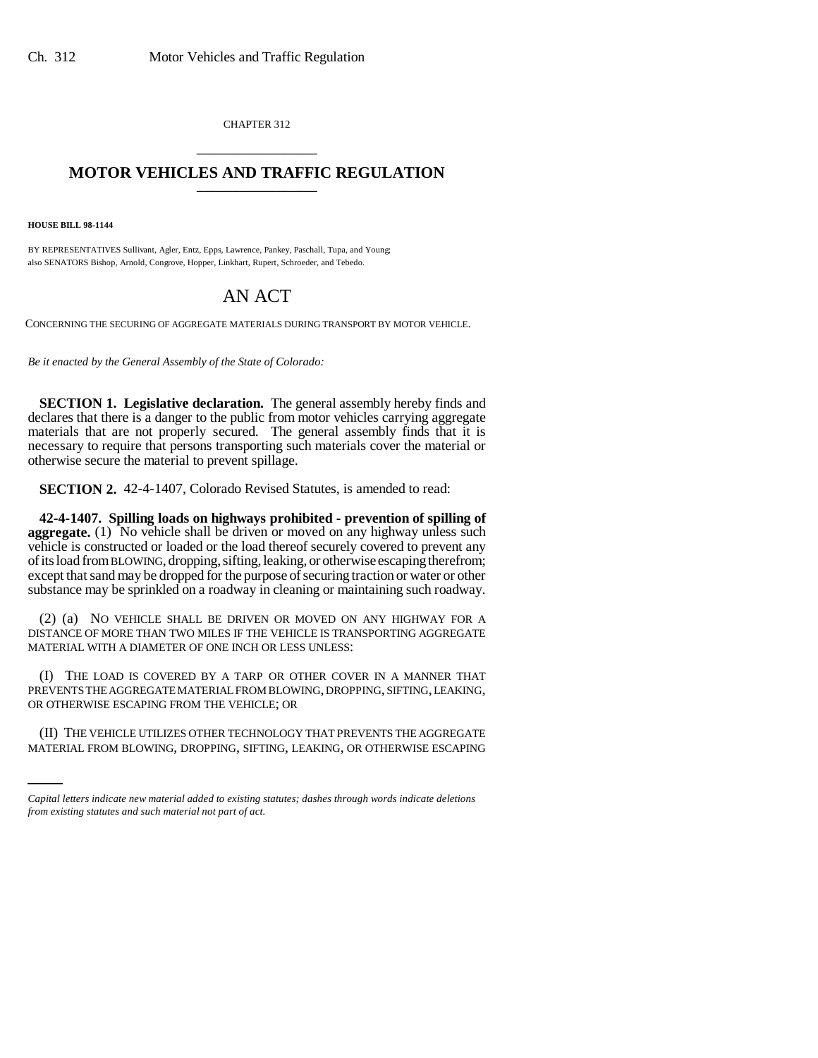CHAPTER 312

# MOTOR VEHICLES AND TRAFFIC REGULATION

**HOUSE BILL 98-1144**

BY REPRESENTATIVES Sullivant, Agler, Entz, Epps, Lawrence, Pankey, Paschall, Tupa, and Young; also SENATORS Bishop, Arnold, Congrove, Hopper, Linkhart, Rupert, Schroeder, and Tebedo.

# AN ACT

CONCERNING THE SECURING OF AGGREGATE MATERIALS DURING TRANSPORT BY MOTOR VEHICLE.

*Be it enacted by the General Assembly of the State of Colorado:*

**SECTION 1. Legislative declaration.** The general assembly hereby finds and declares that there is a danger to the public from motor vehicles carrying aggregate materials that are not properly secured. The general assembly finds that it is necessary to require that persons transporting such materials cover the material or otherwise secure the material to prevent spillage.

**SECTION 2.** 42-4-1407, Colorado Revised Statutes, is amended to read:

**42-4-1407. Spilling loads on highways prohibited - prevention of spilling of aggregate.** (1) No vehicle shall be driven or moved on any highway unless such vehicle is constructed or loaded or the load thereof securely covered to prevent any of its load from BLOWING, dropping, sifting, leaking, or otherwise escaping therefrom; except that sand may be dropped for the purpose of securing traction or water or other substance may be sprinkled on a roadway in cleaning or maintaining such roadway.

(2) (a) NO VEHICLE SHALL BE DRIVEN OR MOVED ON ANY HIGHWAY FOR A DISTANCE OF MORE THAN TWO MILES IF THE VEHICLE IS TRANSPORTING AGGREGATE MATERIAL WITH A DIAMETER OF ONE INCH OR LESS UNLESS:

(I) THE LOAD IS COVERED BY A TARP OR OTHER COVER IN A MANNER THAT PREVENTS THE AGGREGATE MATERIAL FROM BLOWING, DROPPING, SIFTING, LEAKING, OR OTHERWISE ESCAPING FROM THE VEHICLE; OR

(II) THE VEHICLE UTILIZES OTHER TECHNOLOGY THAT PREVENTS THE AGGREGATE MATERIAL FROM BLOWING, DROPPING, SIFTING, LEAKING, OR OTHERWISE ESCAPING

*Capital letters indicate new material added to existing statutes; dashes through words indicate deletions from existing statutes and such material not part of act.*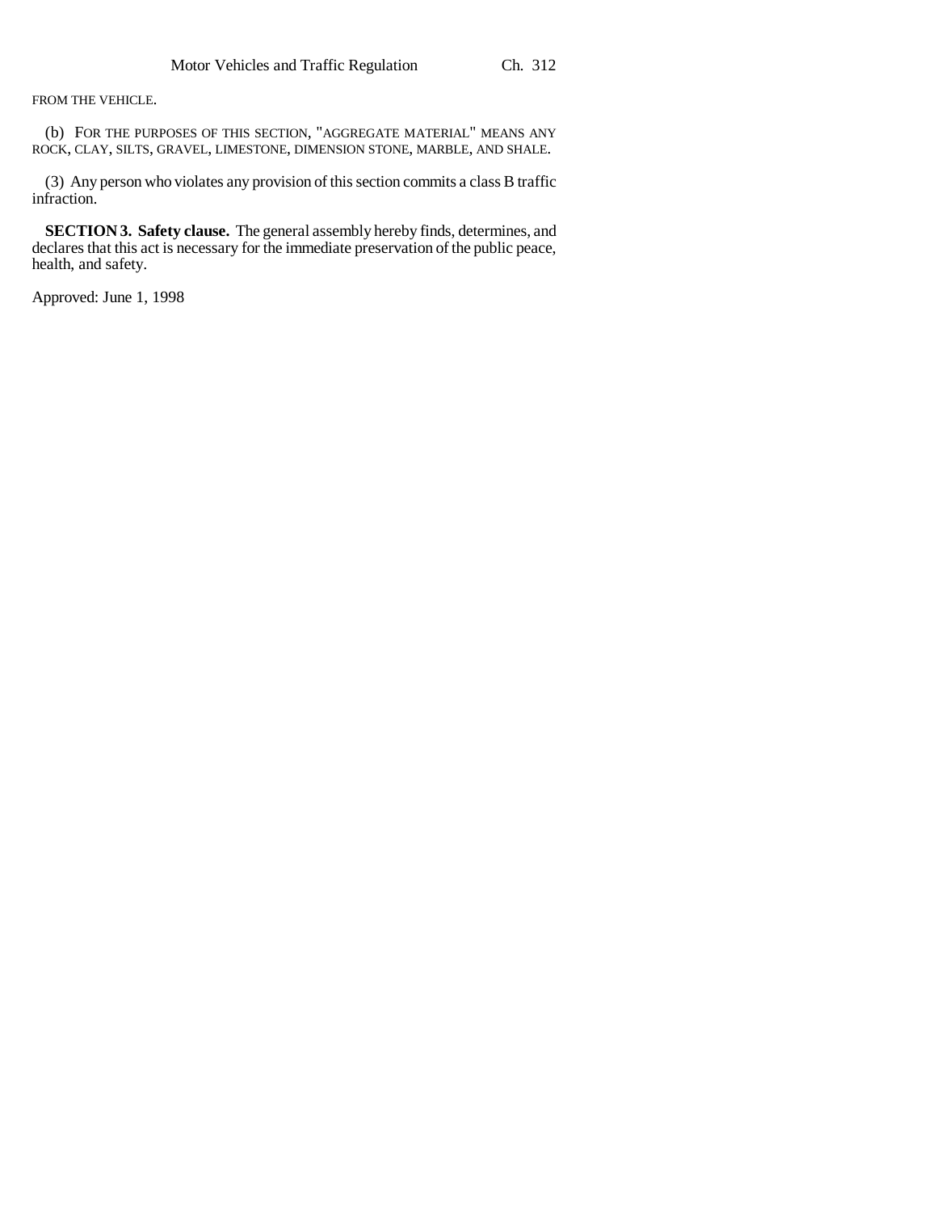FROM THE VEHICLE.

(b) FOR THE PURPOSES OF THIS SECTION, "AGGREGATE MATERIAL" MEANS ANY ROCK, CLAY, SILTS, GRAVEL, LIMESTONE, DIMENSION STONE, MARBLE, AND SHALE.

(3) Any person who violates any provision of this section commits a class B traffic infraction.

**SECTION 3. Safety clause.** The general assembly hereby finds, determines, and declares that this act is necessary for the immediate preservation of the public peace, health, and safety.

Approved: June 1, 1998